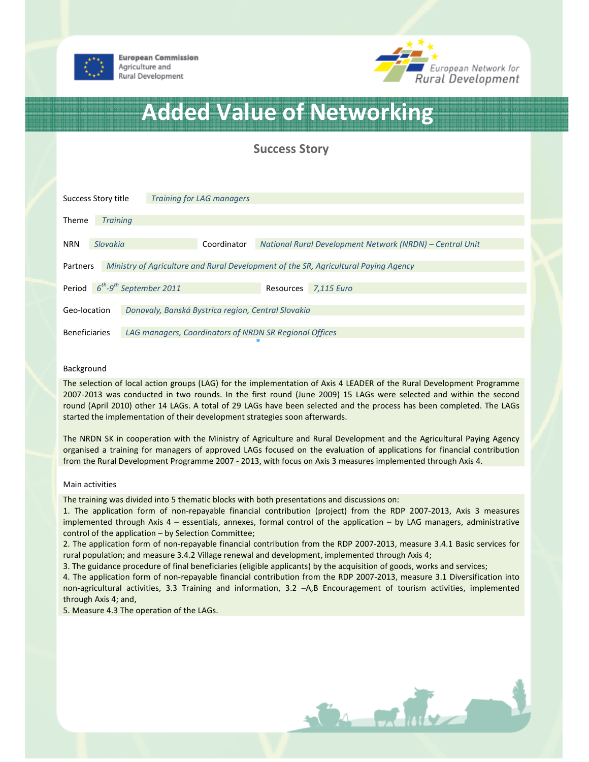European Commission
Agriculture and
Rural Development

European Network for
Rural Development

# Added Value of Networking

## Success Story

| | |
|---|---|
| Success Story title | *Training for LAG managers* |
| Theme | *Training* |
| NRN | *Slovakia* |
| Coordinator | *National Rural Development Network (NRDN) – Central Unit* |
| Partners | *Ministry of Agriculture and Rural Development of the SR, Agricultural Paying Agency* |
| Period | *6th-9th September 2011* |
| Resources | *7,115 Euro* |
| Geo-location | *Donovaly, Banská Bystrica region, Central Slovakia* |
| Beneficiaries | *LAG managers, Coordinators of NRDN SR Regional Offices* |

### Background

The selection of local action groups (LAG) for the implementation of Axis 4 LEADER of the Rural Development Programme 2007-2013 was conducted in two rounds. In the first round (June 2009) 15 LAGs were selected and within the second round (April 2010) other 14 LAGs. A total of 29 LAGs have been selected and the process has been completed. The LAGs started the implementation of their development strategies soon afterwards.

The NRDN SK in cooperation with the Ministry of Agriculture and Rural Development and the Agricultural Paying Agency organised a training for managers of approved LAGs focused on the evaluation of applications for financial contribution from the Rural Development Programme 2007 - 2013, with focus on Axis 3 measures implemented through Axis 4.

### Main activities

The training was divided into 5 thematic blocks with both presentations and discussions on:

1. The application form of non-repayable financial contribution (project) from the RDP 2007-2013, Axis 3 measures implemented through Axis 4 – essentials, annexes, formal control of the application – by LAG managers, administrative control of the application – by Selection Committee;
2. The application form of non-repayable financial contribution from the RDP 2007-2013, measure 3.4.1 Basic services for rural population; and measure 3.4.2 Village renewal and development, implemented through Axis 4;
3. The guidance procedure of final beneficiaries (eligible applicants) by the acquisition of goods, works and services;
4. The application form of non-repayable financial contribution from the RDP 2007-2013, measure 3.1 Diversification into non-agricultural activities, 3.3 Training and information, 3.2 –A,B Encouragement of tourism activities, implemented through Axis 4; and,
5. Measure 4.3 The operation of the LAGs.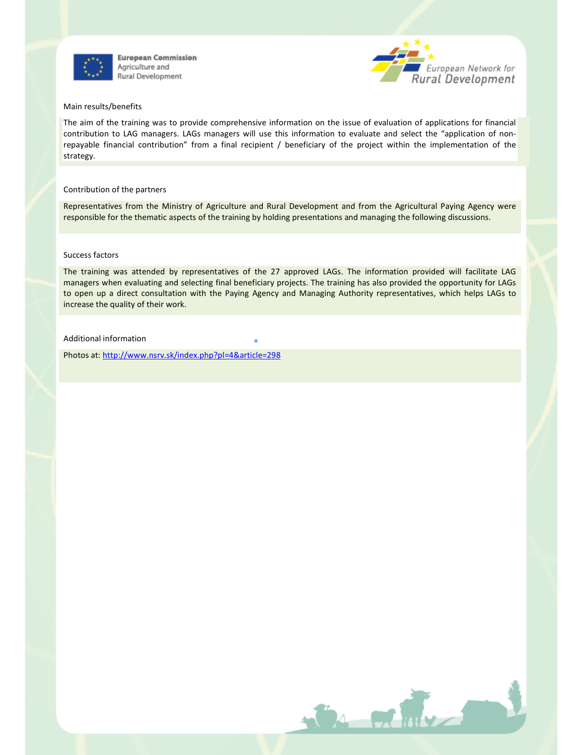## Main results/benefits

The aim of the training was to provide comprehensive information on the issue of evaluation of applications for financial contribution to LAG managers. LAGs managers will use this information to evaluate and select the "application of non-repayable financial contribution" from a final recipient / beneficiary of the project within the implementation of the strategy.

## Contribution of the partners

Representatives from the Ministry of Agriculture and Rural Development and from the Agricultural Paying Agency were responsible for the thematic aspects of the training by holding presentations and managing the following discussions.

## Success factors

The training was attended by representatives of the 27 approved LAGs. The information provided will facilitate LAG managers when evaluating and selecting final beneficiary projects. The training has also provided the opportunity for LAGs to open up a direct consultation with the Paying Agency and Managing Authority representatives, which helps LAGs to increase the quality of their work.

## Additional information

Photos at: http://www.nsrv.sk/index.php?pl=4&article=298